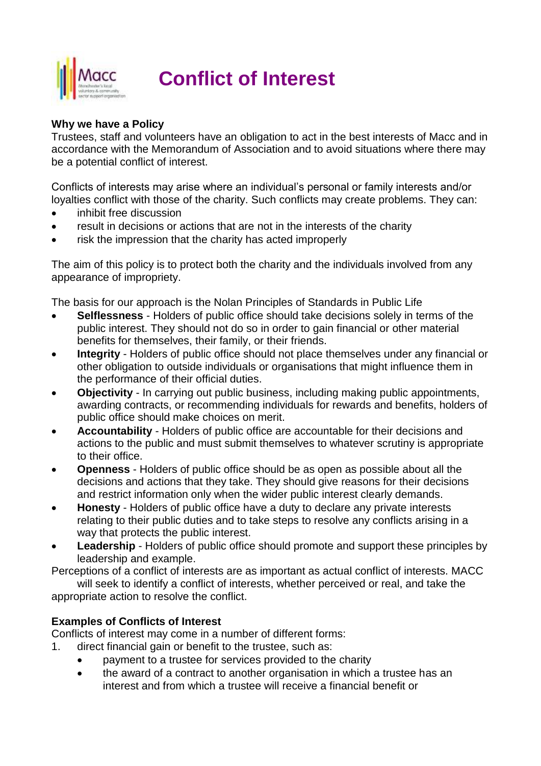# Conflict of Interest

**Why we have a Policy**

Trustees, staff and volunteers have an obligation to act in the best interests of Macc and in accordance with the Memorandum of Association and to avoid situations where there may be a potential conflict of interest.

Conflicts of interests may arise where an individual's personal or family interests and/or loyalties conflict with those of the charity. Such conflicts may create problems. They can:

- inhibit free discussion
- result in decisions or actions that are not in the interests of the charity
- risk the impression that the charity has acted improperly

The aim of this policy is to protect both the charity and the individuals involved from any appearance of impropriety.

The basis for our approach is the Nolan Principles of Standards in Public Life

- **Selflessness** - Holders of public office should take decisions solely in terms of the public interest. They should not do so in order to gain financial or other material benefits for themselves, their family, or their friends.
- **Integrity** - Holders of public office should not place themselves under any financial or other obligation to outside individuals or organisations that might influence them in the performance of their official duties.
- **Objectivity** - In carrying out public business, including making public appointments, awarding contracts, or recommending individuals for rewards and benefits, holders of public office should make choices on merit.
- **Accountability** - Holders of public office are accountable for their decisions and actions to the public and must submit themselves to whatever scrutiny is appropriate to their office.
- **Openness** - Holders of public office should be as open as possible about all the decisions and actions that they take. They should give reasons for their decisions and restrict information only when the wider public interest clearly demands.
- **Honesty** - Holders of public office have a duty to declare any private interests relating to their public duties and to take steps to resolve any conflicts arising in a way that protects the public interest.
- **Leadership** - Holders of public office should promote and support these principles by leadership and example.

Perceptions of a conflict of interests are as important as actual conflict of interests. MACC will seek to identify a conflict of interests, whether perceived or real, and take the appropriate action to resolve the conflict.

**Examples of Conflicts of Interest**

Conflicts of interest may come in a number of different forms:

1. direct financial gain or benefit to the trustee, such as:
   - payment to a trustee for services provided to the charity
   - the award of a contract to another organisation in which a trustee has an interest and from which a trustee will receive a financial benefit or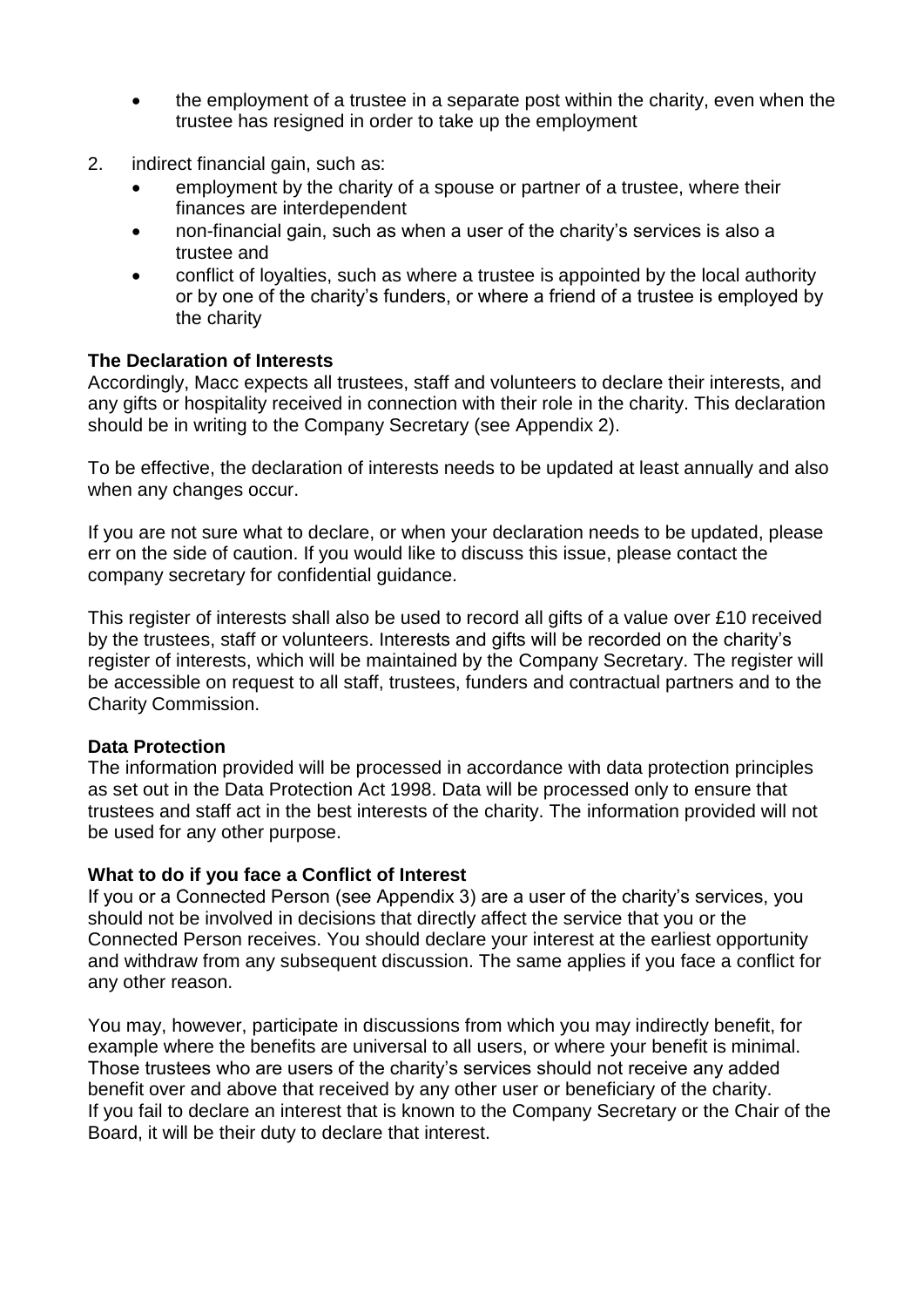- the employment of a trustee in a separate post within the charity, even when the trustee has resigned in order to take up the employment

2. indirect financial gain, such as:
   - employment by the charity of a spouse or partner of a trustee, where their finances are interdependent
   - non-financial gain, such as when a user of the charity's services is also a trustee and
   - conflict of loyalties, such as where a trustee is appointed by the local authority or by one of the charity's funders, or where a friend of a trustee is employed by the charity

**The Declaration of Interests**
Accordingly, Macc expects all trustees, staff and volunteers to declare their interests, and any gifts or hospitality received in connection with their role in the charity. This declaration should be in writing to the Company Secretary (see Appendix 2).

To be effective, the declaration of interests needs to be updated at least annually and also when any changes occur.

If you are not sure what to declare, or when your declaration needs to be updated, please err on the side of caution. If you would like to discuss this issue, please contact the company secretary for confidential guidance.

This register of interests shall also be used to record all gifts of a value over £10 received by the trustees, staff or volunteers. Interests and gifts will be recorded on the charity's register of interests, which will be maintained by the Company Secretary. The register will be accessible on request to all staff, trustees, funders and contractual partners and to the Charity Commission.

**Data Protection**
The information provided will be processed in accordance with data protection principles as set out in the Data Protection Act 1998. Data will be processed only to ensure that trustees and staff act in the best interests of the charity. The information provided will not be used for any other purpose.

**What to do if you face a Conflict of Interest**
If you or a Connected Person (see Appendix 3) are a user of the charity's services, you should not be involved in decisions that directly affect the service that you or the Connected Person receives. You should declare your interest at the earliest opportunity and withdraw from any subsequent discussion. The same applies if you face a conflict for any other reason.

You may, however, participate in discussions from which you may indirectly benefit, for example where the benefits are universal to all users, or where your benefit is minimal. Those trustees who are users of the charity's services should not receive any added benefit over and above that received by any other user or beneficiary of the charity. If you fail to declare an interest that is known to the Company Secretary or the Chair of the Board, it will be their duty to declare that interest.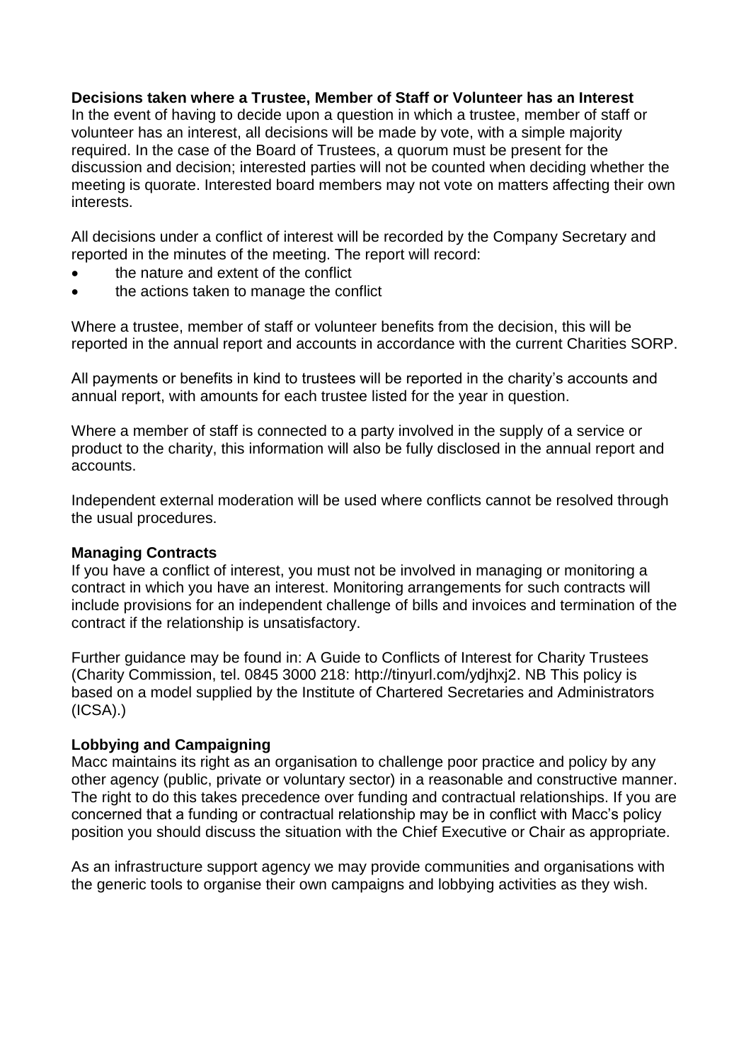**Decisions taken where a Trustee, Member of Staff or Volunteer has an Interest**

In the event of having to decide upon a question in which a trustee, member of staff or volunteer has an interest, all decisions will be made by vote, with a simple majority required. In the case of the Board of Trustees, a quorum must be present for the discussion and decision; interested parties will not be counted when deciding whether the meeting is quorate. Interested board members may not vote on matters affecting their own interests.

All decisions under a conflict of interest will be recorded by the Company Secretary and reported in the minutes of the meeting. The report will record:

- the nature and extent of the conflict
- the actions taken to manage the conflict

Where a trustee, member of staff or volunteer benefits from the decision, this will be reported in the annual report and accounts in accordance with the current Charities SORP.

All payments or benefits in kind to trustees will be reported in the charity's accounts and annual report, with amounts for each trustee listed for the year in question.

Where a member of staff is connected to a party involved in the supply of a service or product to the charity, this information will also be fully disclosed in the annual report and accounts.

Independent external moderation will be used where conflicts cannot be resolved through the usual procedures.

**Managing Contracts**

If you have a conflict of interest, you must not be involved in managing or monitoring a contract in which you have an interest. Monitoring arrangements for such contracts will include provisions for an independent challenge of bills and invoices and termination of the contract if the relationship is unsatisfactory.

Further guidance may be found in: A Guide to Conflicts of Interest for Charity Trustees (Charity Commission, tel. 0845 3000 218: http://tinyurl.com/ydjhxj2. NB This policy is based on a model supplied by the Institute of Chartered Secretaries and Administrators (ICSA).)

**Lobbying and Campaigning**

Macc maintains its right as an organisation to challenge poor practice and policy by any other agency (public, private or voluntary sector) in a reasonable and constructive manner. The right to do this takes precedence over funding and contractual relationships. If you are concerned that a funding or contractual relationship may be in conflict with Macc's policy position you should discuss the situation with the Chief Executive or Chair as appropriate.

As an infrastructure support agency we may provide communities and organisations with the generic tools to organise their own campaigns and lobbying activities as they wish.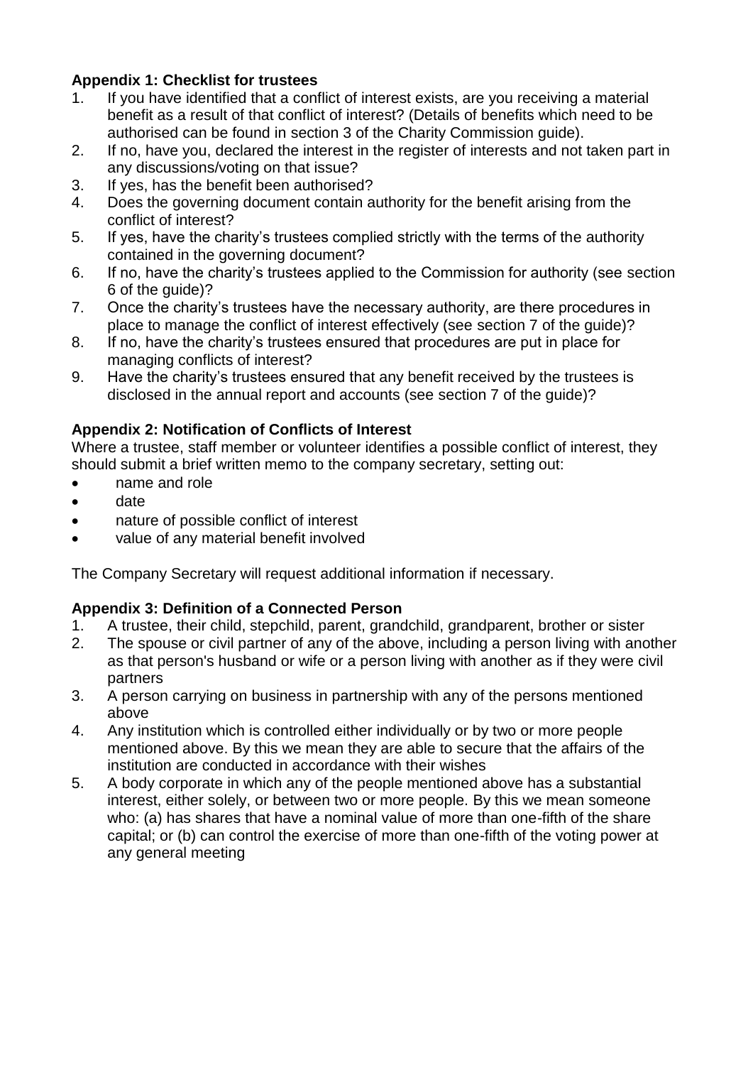**Appendix 1: Checklist for trustees**

1. If you have identified that a conflict of interest exists, are you receiving a material benefit as a result of that conflict of interest? (Details of benefits which need to be authorised can be found in section 3 of the Charity Commission guide).
2. If no, have you, declared the interest in the register of interests and not taken part in any discussions/voting on that issue?
3. If yes, has the benefit been authorised?
4. Does the governing document contain authority for the benefit arising from the conflict of interest?
5. If yes, have the charity's trustees complied strictly with the terms of the authority contained in the governing document?
6. If no, have the charity's trustees applied to the Commission for authority (see section 6 of the guide)?
7. Once the charity's trustees have the necessary authority, are there procedures in place to manage the conflict of interest effectively (see section 7 of the guide)?
8. If no, have the charity's trustees ensured that procedures are put in place for managing conflicts of interest?
9. Have the charity's trustees ensured that any benefit received by the trustees is disclosed in the annual report and accounts (see section 7 of the guide)?

**Appendix 2: Notification of Conflicts of Interest**

Where a trustee, staff member or volunteer identifies a possible conflict of interest, they should submit a brief written memo to the company secretary, setting out:

- name and role
- date
- nature of possible conflict of interest
- value of any material benefit involved

The Company Secretary will request additional information if necessary.

**Appendix 3: Definition of a Connected Person**

1. A trustee, their child, stepchild, parent, grandchild, grandparent, brother or sister
2. The spouse or civil partner of any of the above, including a person living with another as that person's husband or wife or a person living with another as if they were civil partners
3. A person carrying on business in partnership with any of the persons mentioned above
4. Any institution which is controlled either individually or by two or more people mentioned above. By this we mean they are able to secure that the affairs of the institution are conducted in accordance with their wishes
5. A body corporate in which any of the people mentioned above has a substantial interest, either solely, or between two or more people. By this we mean someone who: (a) has shares that have a nominal value of more than one-fifth of the share capital; or (b) can control the exercise of more than one-fifth of the voting power at any general meeting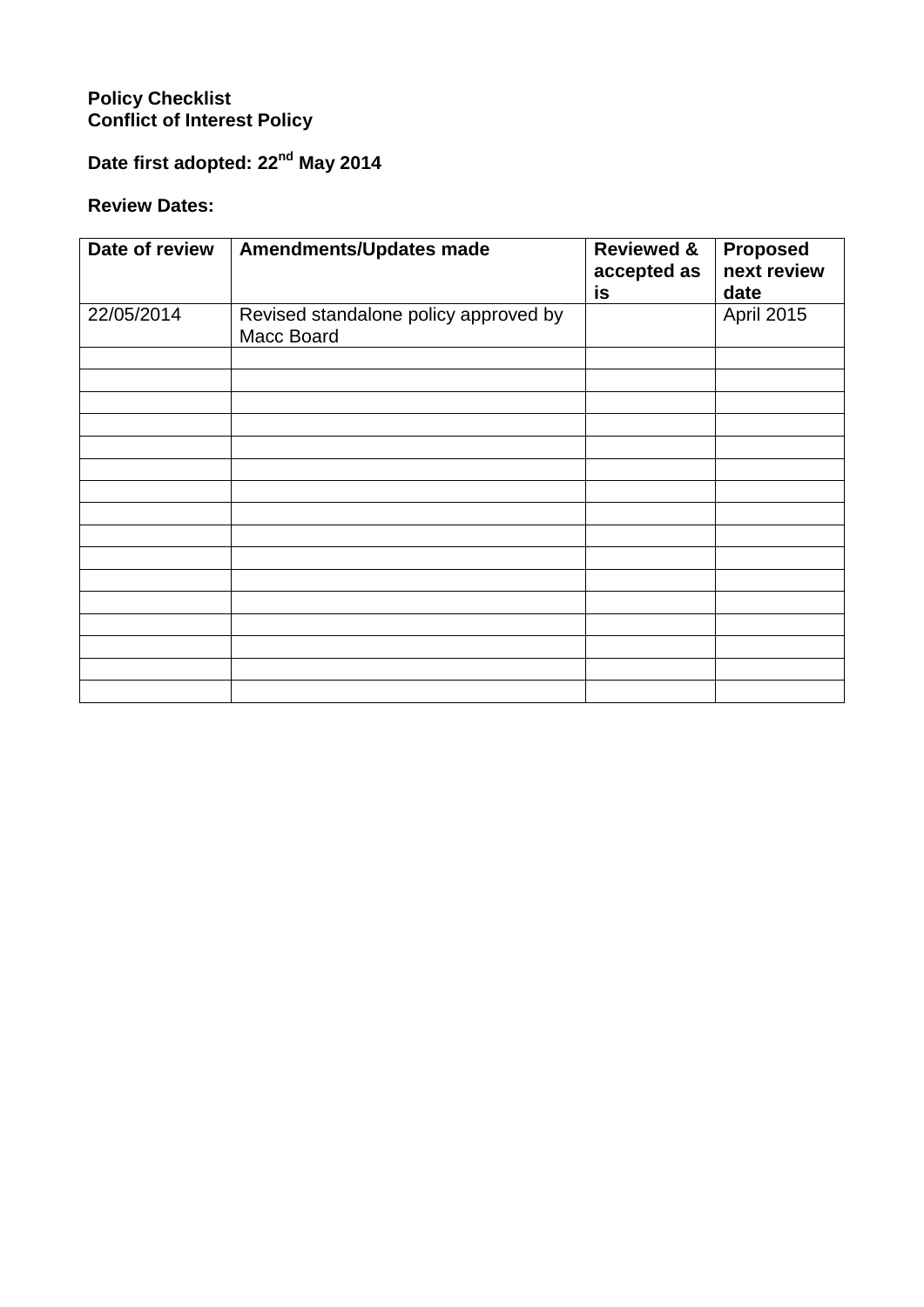**Policy Checklist**
**Conflict of Interest Policy**

**Date first adopted: 22nd May 2014**

**Review Dates:**

| Date of review | Amendments/Updates made | Reviewed & accepted as is | Proposed next review date |
|---|---|---|---|
| 22/05/2014 | Revised standalone policy approved by Macc Board | | April 2015 |
| | | | |
| | | | |
| | | | |
| | | | |
| | | | |
| | | | |
| | | | |
| | | | |
| | | | |
| | | | |
| | | | |
| | | | |
| | | | |
| | | | |
| | | | |
| | | | |